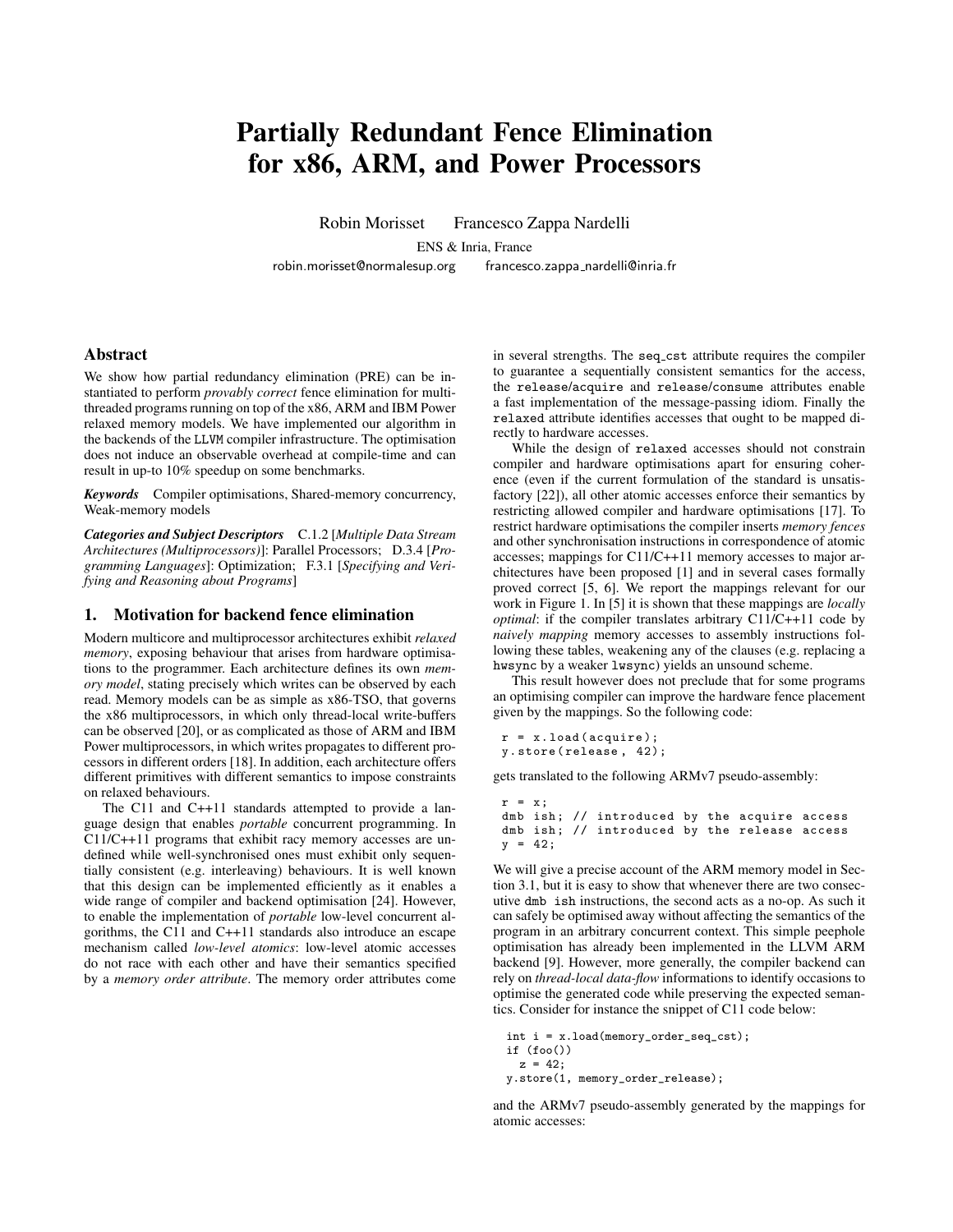# Partially Redundant Fence Elimination for x86, ARM, and Power Processors

Robin Morisset    Francesco Zappa Nardelli

ENS & Inria, France

robin.morisset@normalesup.org    francesco.zappa_nardelli@inria.fr

## Abstract

We show how partial redundancy elimination (PRE) can be instantiated to perform *provably correct* fence elimination for multi-threaded programs running on top of the x86, ARM and IBM Power relaxed memory models. We have implemented our algorithm in the backends of the LLVM compiler infrastructure. The optimisation does not induce an observable overhead at compile-time and can result in up-to 10% speedup on some benchmarks.

***Keywords*** Compiler optimisations, Shared-memory concurrency, Weak-memory models

***Categories and Subject Descriptors*** C.1.2 [*Multiple Data Stream Architectures (Multiprocessors)*]: Parallel Processors; D.3.4 [*Programming Languages*]: Optimization; F.3.1 [*Specifying and Verifying and Reasoning about Programs*]

## 1. Motivation for backend fence elimination

Modern multicore and multiprocessor architectures exhibit *relaxed memory*, exposing behaviour that arises from hardware optimisations to the programmer. Each architecture defines its own *memory model*, stating precisely which writes can be observed by each read. Memory models can be as simple as x86-TSO, that governs the x86 multiprocessors, in which only thread-local write-buffers can be observed [20], or as complicated as those of ARM and IBM Power multiprocessors, in which writes propagates to different processors in different orders [18]. In addition, each architecture offers different primitives with different semantics to impose constraints on relaxed behaviours.

The C11 and C++11 standards attempted to provide a language design that enables *portable* concurrent programming. In C11/C++11 programs that exhibit racy memory accesses are undefined while well-synchronised ones must exhibit only sequentially consistent (e.g. interleaving) behaviours. It is well known that this design can be implemented efficiently as it enables a wide range of compiler and backend optimisation [24]. However, to enable the implementation of *portable* low-level concurrent algorithms, the C11 and C++11 standards also introduce an escape mechanism called *low-level atomics*: low-level atomic accesses do not race with each other and have their semantics specified by a *memory order attribute*. The memory order attributes come in several strengths. The seq_cst attribute requires the compiler to guarantee a sequentially consistent semantics for the access, the release/acquire and release/consume attributes enable a fast implementation of the message-passing idiom. Finally the relaxed attribute identifies accesses that ought to be mapped directly to hardware accesses.

While the design of relaxed accesses should not constrain compiler and hardware optimisations apart for ensuring coherence (even if the current formulation of the standard is unsatisfactory [22]), all other atomic accesses enforce their semantics by restricting allowed compiler and hardware optimisations [17]. To restrict hardware optimisations the compiler inserts *memory fences* and other synchronisation instructions in correspondence of atomic accesses; mappings for C11/C++11 memory accesses to major architectures have been proposed [1] and in several cases formally proved correct [5, 6]. We report the mappings relevant for our work in Figure 1. In [5] it is shown that these mappings are *locally optimal*: if the compiler translates arbitrary C11/C++11 code by *naively mapping* memory accesses to assembly instructions following these tables, weakening any of the clauses (e.g. replacing a hwsync by a weaker lwsync) yields an unsound scheme.

This result however does not preclude that for some programs an optimising compiler can improve the hardware fence placement given by the mappings. So the following code:

```
r = x.load(acquire);
y.store(release, 42);
```

gets translated to the following ARMv7 pseudo-assembly:

```
r = x;
dmb ish; // introduced by the acquire access
dmb ish; // introduced by the release access
y = 42;
```

We will give a precise account of the ARM memory model in Section 3.1, but it is easy to show that whenever there are two consecutive dmb ish instructions, the second acts as a no-op. As such it can safely be optimised away without affecting the semantics of the program in an arbitrary concurrent context. This simple peephole optimisation has already been implemented in the LLVM ARM backend [9]. However, more generally, the compiler backend can rely on *thread-local data-flow* informations to identify occasions to optimise the generated code while preserving the expected semantics. Consider for instance the snippet of C11 code below:

```
int i = x.load(memory_order_seq_cst);
if (foo())
  z = 42;
y.store(1, memory_order_release);
```

and the ARMv7 pseudo-assembly generated by the mappings for atomic accesses: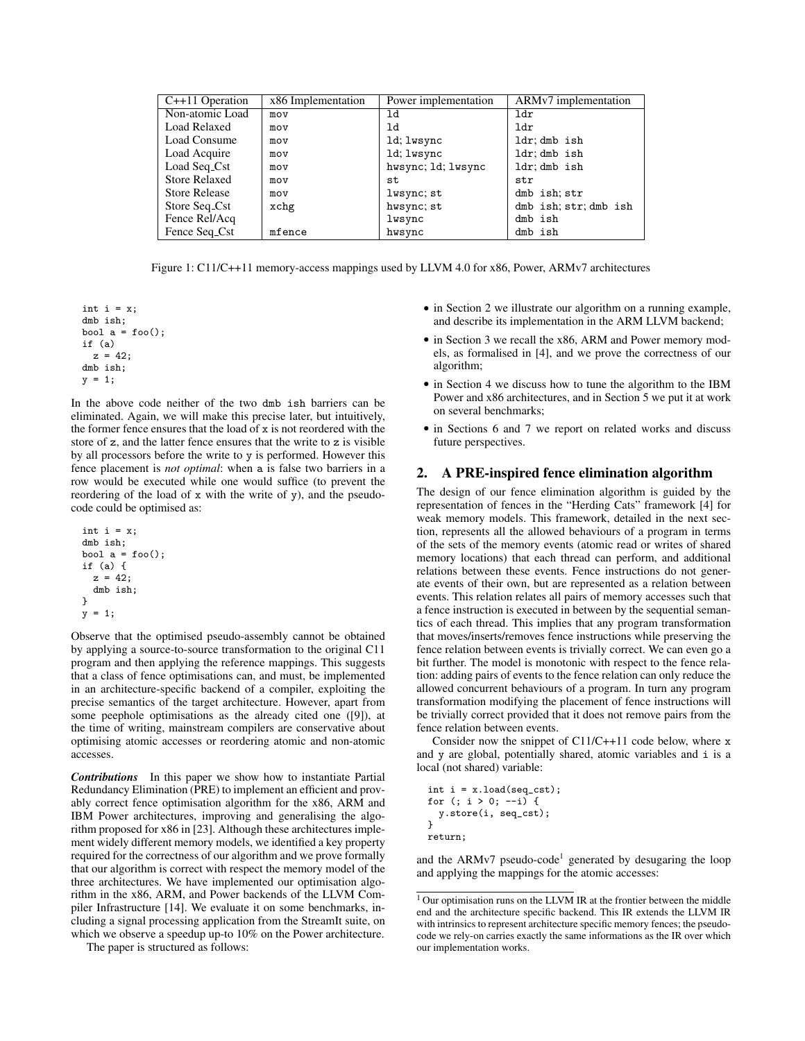| C++11 Operation | x86 Implementation | Power implementation | ARMv7 implementation |
|---|---|---|---|
| Non-atomic Load | `mov` | `ld` | `ldr` |
| Load Relaxed | `mov` | `ld` | `ldr` |
| Load Consume | `mov` | `ld; lwsync` | `ldr; dmb ish` |
| Load Acquire | `mov` | `ld; lwsync` | `ldr; dmb ish` |
| Load Seq_Cst | `mov` | `hwsync; ld; lwsync` | `ldr; dmb ish` |
| Store Relaxed | `mov` | `st` | `str` |
| Store Release | `mov` | `lwsync; st` | `dmb ish; str` |
| Store Seq_Cst | `xchg` | `hwsync; st` | `dmb ish; str; dmb ish` |
| Fence Rel/Acq | | `lwsync` | `dmb ish` |
| Fence Seq_Cst | `mfence` | `hwsync` | `dmb ish` |

Figure 1: C11/C++11 memory-access mappings used by LLVM 4.0 for x86, Power, ARMv7 architectures

```
int i = x;
dmb ish;
bool a = foo();
if (a)
  z = 42;
dmb ish;
y = 1;
```

In the above code neither of the two `dmb ish` barriers can be eliminated. Again, we will make this precise later, but intuitively, the former fence ensures that the load of `x` is not reordered with the store of `z`, and the latter fence ensures that the write to `z` is visible by all processors before the write to `y` is performed. However this fence placement is *not optimal*: when `a` is false two barriers in a row would be executed while one would suffice (to prevent the reordering of the load of `x` with the write of `y`), and the pseudocode could be optimised as:

```
int i = x;
dmb ish;
bool a = foo();
if (a) {
  z = 42;
  dmb ish;
}
y = 1;
```

Observe that the optimised pseudo-assembly cannot be obtained by applying a source-to-source transformation to the original C11 program and then applying the reference mappings. This suggests that a class of fence optimisations can, and must, be implemented in an architecture-specific backend of a compiler, exploiting the precise semantics of the target architecture. However, apart from some peephole optimisations as the already cited one ([9]), at the time of writing, mainstream compilers are conservative about optimising atomic accesses or reordering atomic and non-atomic accesses.

***Contributions*** In this paper we show how to instantiate Partial Redundancy Elimination (PRE) to implement an efficient and provably correct fence optimisation algorithm for the x86, ARM and IBM Power architectures, improving and generalising the algorithm proposed for x86 in [23]. Although these architectures implement widely different memory models, we identified a key property required for the correctness of our algorithm and we prove formally that our algorithm is correct with respect the memory model of the three architectures. We have implemented our optimisation algorithm in the x86, ARM, and Power backends of the LLVM Compiler Infrastructure [14]. We evaluate it on some benchmarks, including a signal processing application from the StreamIt suite, on which we observe a speedup up-to 10% on the Power architecture.

The paper is structured as follows:

- in Section 2 we illustrate our algorithm on a running example, and describe its implementation in the ARM LLVM backend;
- in Section 3 we recall the x86, ARM and Power memory models, as formalised in [4], and we prove the correctness of our algorithm;
- in Section 4 we discuss how to tune the algorithm to the IBM Power and x86 architectures, and in Section 5 we put it at work on several benchmarks;
- in Sections 6 and 7 we report on related works and discuss future perspectives.

## 2. A PRE-inspired fence elimination algorithm

The design of our fence elimination algorithm is guided by the representation of fences in the "Herding Cats" framework [4] for weak memory models. This framework, detailed in the next section, represents all the allowed behaviours of a program in terms of the sets of the memory events (atomic read or writes of shared memory locations) that each thread can perform, and additional relations between these events. Fence instructions do not generate events of their own, but are represented as a relation between events. This relation relates all pairs of memory accesses such that a fence instruction is executed in between by the sequential semantics of each thread. This implies that any program transformation that moves/inserts/removes fence instructions while preserving the fence relation between events is trivially correct. We can even go a bit further. The model is monotonic with respect to the fence relation: adding pairs of events to the fence relation can only reduce the allowed concurrent behaviours of a program. In turn any program transformation modifying the placement of fence instructions will be trivially correct provided that it does not remove pairs from the fence relation between events.

Consider now the snippet of C11/C++11 code below, where `x` and `y` are global, potentially shared, atomic variables and `i` is a local (not shared) variable:

```
int i = x.load(seq_cst);
for (; i > 0; --i) {
  y.store(i, seq_cst);
}
return;
```

and the ARMv7 pseudo-code[1] generated by desugaring the loop and applying the mappings for the atomic accesses:

[1] Our optimisation runs on the LLVM IR at the frontier between the middle end and the architecture specific backend. This IR extends the LLVM IR with intrinsics to represent architecture specific memory fences; the pseudocode we rely-on carries exactly the same informations as the IR over which our implementation works.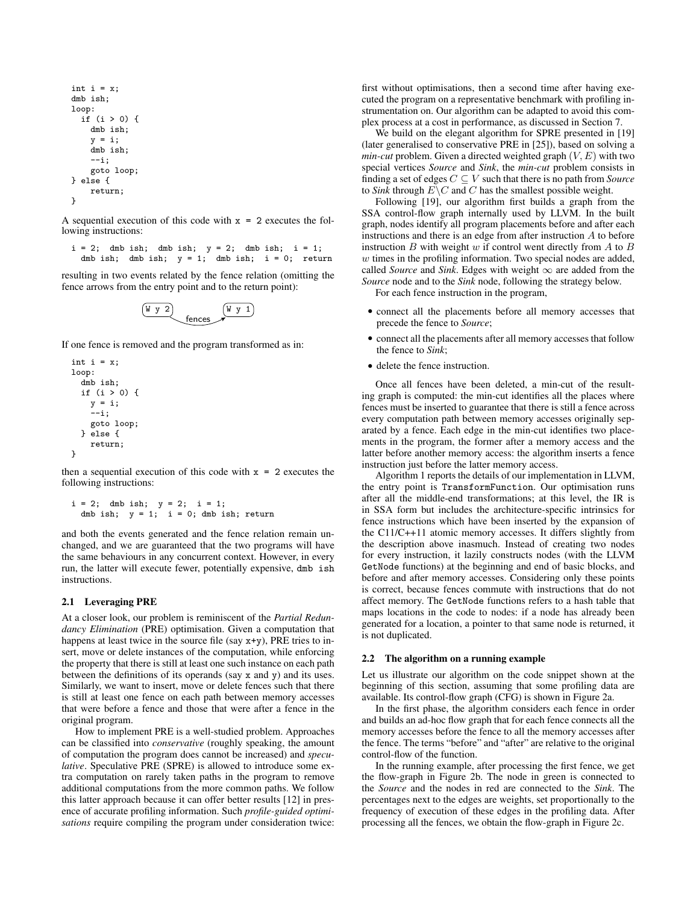```
int i = x;
dmb ish;
loop:
  if (i > 0) {
    dmb ish;
    y = i;
    dmb ish;
    --i;
    goto loop;
} else {
    return;
}
```

A sequential execution of this code with `x = 2` executes the following instructions:

```
i = 2;  dmb ish;  dmb ish;  y = 2;  dmb ish;  i = 1;
  dmb ish;  dmb ish;  y = 1;  dmb ish;  i = 0;  return
```

resulting in two events related by the fence relation (omitting the fence arrows from the entry point and to the return point):

```
(W y 2) --fences--> (W y 1)
```

If one fence is removed and the program transformed as in:

```
int i = x;
loop:
  dmb ish;
  if (i > 0) {
    y = i;
    --i;
    goto loop;
  } else {
    return;
}
```

then a sequential execution of this code with `x = 2` executes the following instructions:

```
i = 2;  dmb ish;  y = 2;  i = 1;
  dmb ish;  y = 1;  i = 0; dmb ish; return
```

and both the events generated and the fence relation remain unchanged, and we are guaranteed that the two programs will have the same behaviours in any concurrent context. However, in every run, the latter will execute fewer, potentially expensive, `dmb ish` instructions.

### 2.1 Leveraging PRE

At a closer look, our problem is reminiscent of the *Partial Redundancy Elimination* (PRE) optimisation. Given a computation that happens at least twice in the source file (say `x+y`), PRE tries to insert, move or delete instances of the computation, while enforcing the property that there is still at least one such instance on each path between the definitions of its operands (say `x` and `y`) and its uses. Similarly, we want to insert, move or delete fences such that there is still at least one fence on each path between memory accesses that were before a fence and those that were after a fence in the original program.

How to implement PRE is a well-studied problem. Approaches can be classified into *conservative* (roughly speaking, the amount of computation the program does cannot be increased) and *speculative*. Speculative PRE (SPRE) is allowed to introduce some extra computation on rarely taken paths in the program to remove additional computations from the more common paths. We follow this latter approach because it can offer better results [12] in presence of accurate profiling information. Such *profile-guided optimisations* require compiling the program under consideration twice: first without optimisations, then a second time after having executed the program on a representative benchmark with profiling instrumentation on. Our algorithm can be adapted to avoid this complex process at a cost in performance, as discussed in Section 7.

We build on the elegant algorithm for SPRE presented in [19] (later generalised to conservative PRE in [25]), based on solving a *min-cut* problem. Given a directed weighted graph $(V, E)$ with two special vertices *Source* and *Sink*, the *min-cut* problem consists in finding a set of edges $C \subseteq V$ such that there is no path from *Source* to *Sink* through $E \backslash C$ and $C$ has the smallest possible weight.

Following [19], our algorithm first builds a graph from the SSA control-flow graph internally used by LLVM. In the built graph, nodes identify all program placements before and after each instructions and there is an edge from after instruction $A$ to before instruction $B$ with weight $w$ if control went directly from $A$ to $B$ $w$ times in the profiling information. Two special nodes are added, called *Source* and *Sink*. Edges with weight $\infty$ are added from the *Source* node and to the *Sink* node, following the strategy below.

For each fence instruction in the program,

- connect all the placements before all memory accesses that precede the fence to *Source*;
- connect all the placements after all memory accesses that follow the fence to *Sink*;
- delete the fence instruction.

Once all fences have been deleted, a min-cut of the resulting graph is computed: the min-cut identifies all the places where fences must be inserted to guarantee that there is still a fence across every computation path between memory accesses originally separated by a fence. Each edge in the min-cut identifies two placements in the program, the former after a memory access and the latter before another memory access: the algorithm inserts a fence instruction just before the latter memory access.

Algorithm 1 reports the details of our implementation in LLVM, the entry point is `TransformFunction`. Our optimisation runs after all the middle-end transformations; at this level, the IR is in SSA form but includes the architecture-specific intrinsics for fence instructions which have been inserted by the expansion of the C11/C++11 atomic memory accesses. It differs slightly from the description above inasmuch. Instead of creating two nodes for every instruction, it lazily constructs nodes (with the LLVM `GetNode` functions) at the beginning and end of basic blocks, and before and after memory accesses. Considering only these points is correct, because fences commute with instructions that do not affect memory. The `GetNode` functions refers to a hash table that maps locations in the code to nodes: if a node has already been generated for a location, a pointer to that same node is returned, it is not duplicated.

### 2.2 The algorithm on a running example

Let us illustrate our algorithm on the code snippet shown at the beginning of this section, assuming that some profiling data are available. Its control-flow graph (CFG) is shown in Figure 2a.

In the first phase, the algorithm considers each fence in order and builds an ad-hoc flow graph that for each fence connects all the memory accesses before the fence to all the memory accesses after the fence. The terms "before" and "after" are relative to the original control-flow of the function.

In the running example, after processing the first fence, we get the flow-graph in Figure 2b. The node in green is connected to the *Source* and the nodes in red are connected to the *Sink*. The percentages next to the edges are weights, set proportionally to the frequency of execution of these edges in the profiling data. After processing all the fences, we obtain the flow-graph in Figure 2c.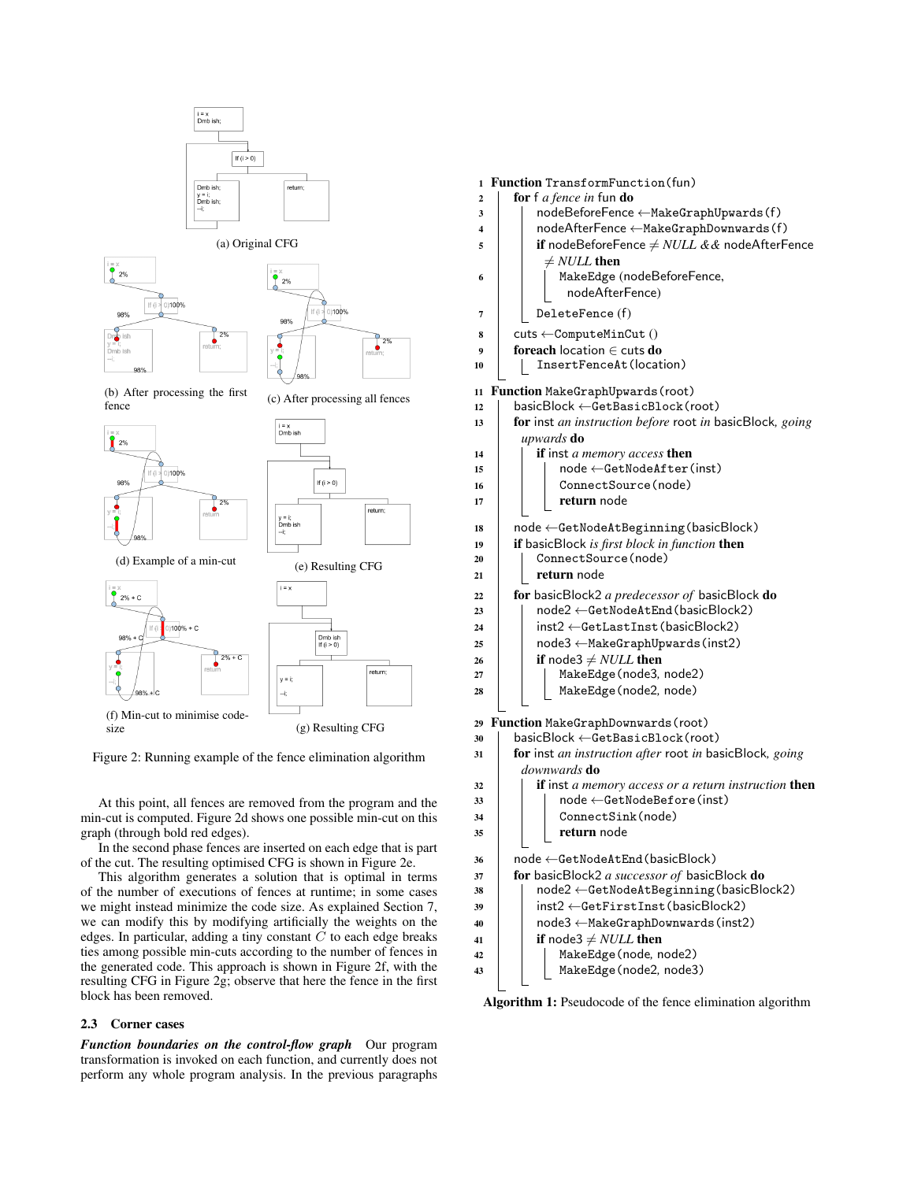(a) Original CFG

(b) After processing the first fence

(c) After processing all fences

(d) Example of a min-cut

(e) Resulting CFG

(f) Min-cut to minimise code-size

(g) Resulting CFG

Figure 2: Running example of the fence elimination algorithm

At this point, all fences are removed from the program and the min-cut is computed. Figure 2d shows one possible min-cut on this graph (through bold red edges).

In the second phase fences are inserted on each edge that is part of the cut. The resulting optimised CFG is shown in Figure 2e.

This algorithm generates a solution that is optimal in terms of the number of executions of fences at runtime; in some cases we might instead minimize the code size. As explained Section 7, we can modify this by modifying artificially the weights on the edges. In particular, adding a tiny constant $C$ to each edge breaks ties among possible min-cuts according to the number of fences in the generated code. This approach is shown in Figure 2f, with the resulting CFG in Figure 2g; observe that here the fence in the first block has been removed.

### 2.3 Corner cases

***Function boundaries on the control-flow graph*** Our program transformation is invoked on each function, and currently does not perform any whole program analysis. In the previous paragraphs

```
1  Function TransformFunction(fun)
2    for f a fence in fun do
3      nodeBeforeFence ← MakeGraphUpwards(f)
4      nodeAfterFence ← MakeGraphDownwards(f)
5      if nodeBeforeFence ≠ NULL && nodeAfterFence
         ≠ NULL then
6        MakeEdge (nodeBeforeFence,
           nodeAfterFence)
7      DeleteFence (f)
8    cuts ← ComputeMinCut ()
9    foreach location ∈ cuts do
10     InsertFenceAt(location)

11 Function MakeGraphUpwards(root)
12   basicBlock ← GetBasicBlock(root)
13   for inst an instruction before root in basicBlock, going
       upwards do
14     if inst a memory access then
15       node ← GetNodeAfter(inst)
16       ConnectSource(node)
17       return node
18   node ← GetNodeAtBeginning(basicBlock)
19   if basicBlock is first block in function then
20     ConnectSource(node)
21     return node
22   for basicBlock2 a predecessor of basicBlock do
23     node2 ← GetNodeAtEnd(basicBlock2)
24     inst2 ← GetLastInst(basicBlock2)
25     node3 ← MakeGraphUpwards(inst2)
26     if node3 ≠ NULL then
27       MakeEdge(node3, node2)
28       MakeEdge(node2, node)

29 Function MakeGraphDownwards(root)
30   basicBlock ← GetBasicBlock(root)
31   for inst an instruction after root in basicBlock, going
       downwards do
32     if inst a memory access or a return instruction then
33       node ← GetNodeBefore(inst)
34       ConnectSink(node)
35       return node
36   node ← GetNodeAtEnd(basicBlock)
37   for basicBlock2 a successor of basicBlock do
38     node2 ← GetNodeAtBeginning(basicBlock2)
39     inst2 ← GetFirstInst(basicBlock2)
40     node3 ← MakeGraphDownwards(inst2)
41     if node3 ≠ NULL then
42       MakeEdge(node, node2)
43       MakeEdge(node2, node3)
```

**Algorithm 1:** Pseudocode of the fence elimination algorithm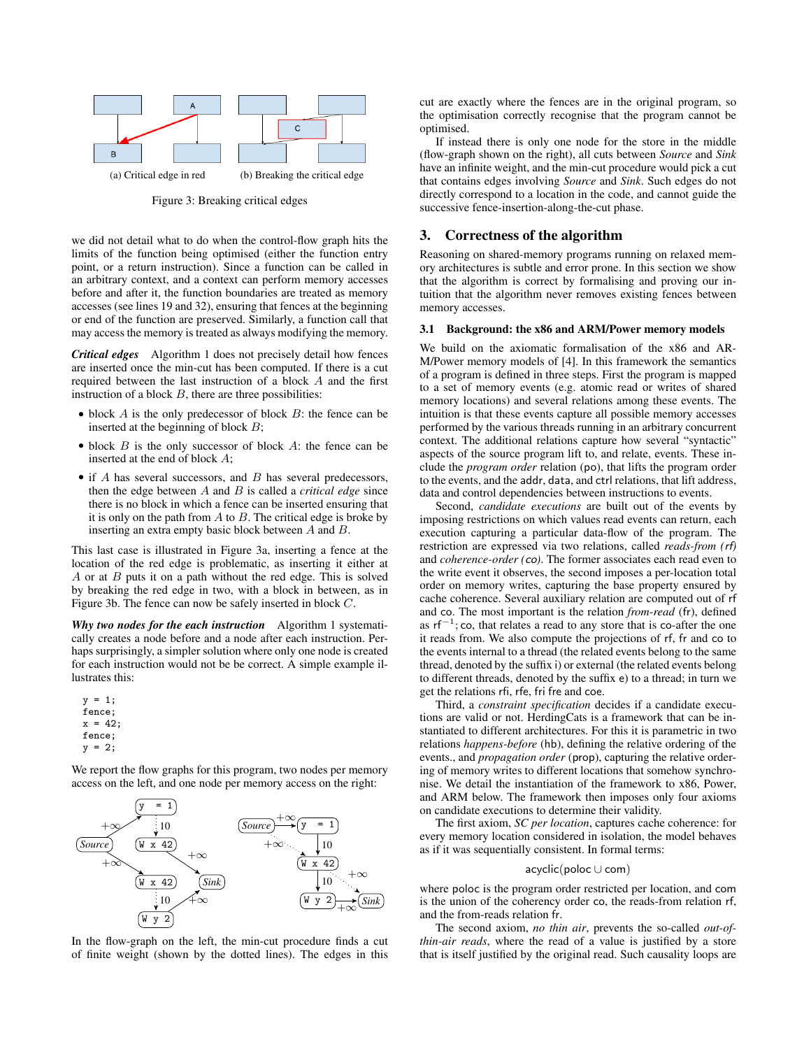(a) Critical edge in red (b) Breaking the critical edge

Figure 3: Breaking critical edges

we did not detail what to do when the control-flow graph hits the limits of the function being optimised (either the function entry point, or a return instruction). Since a function can be called in an arbitrary context, and a context can perform memory accesses before and after it, the function boundaries are treated as memory accesses (see lines 19 and 32), ensuring that fences at the beginning or end of the function are preserved. Similarly, a function call that may access the memory is treated as always modifying the memory.

***Critical edges*** Algorithm 1 does not precisely detail how fences are inserted once the min-cut has been computed. If there is a cut required between the last instruction of a block $A$ and the first instruction of a block $B$, there are three possibilities:

- block $A$ is the only predecessor of block $B$: the fence can be inserted at the beginning of block $B$;
- block $B$ is the only successor of block $A$: the fence can be inserted at the end of block $A$;
- if $A$ has several successors, and $B$ has several predecessors, then the edge between $A$ and $B$ is called a *critical edge* since there is no block in which a fence can be inserted ensuring that it is only on the path from $A$ to $B$. The critical edge is broke by inserting an extra empty basic block between $A$ and $B$.

This last case is illustrated in Figure 3a, inserting a fence at the location of the red edge is problematic, as inserting it either at $A$ or at $B$ puts it on a path without the red edge. This is solved by breaking the red edge in two, with a block in between, as in Figure 3b. The fence can now be safely inserted in block $C$.

***Why two nodes for the each instruction*** Algorithm 1 systematically creates a node before and a node after each instruction. Perhaps surprisingly, a simpler solution where only one node is created for each instruction would not be be correct. A simple example illustrates this:

```
y = 1;
fence;
x = 42;
fence;
y = 2;
```

We report the flow graphs for this program, two nodes per memory access on the left, and one node per memory access on the right:

In the flow-graph on the left, the min-cut procedure finds a cut of finite weight (shown by the dotted lines). The edges in this cut are exactly where the fences are in the original program, so the optimisation correctly recognise that the program cannot be optimised.

If instead there is only one node for the store in the middle (flow-graph shown on the right), all cuts between *Source* and *Sink* have an infinite weight, and the min-cut procedure would pick a cut that contains edges involving *Source* and *Sink*. Such edges do not directly correspond to a location in the code, and cannot guide the successive fence-insertion-along-the-cut phase.

## 3. Correctness of the algorithm

Reasoning on shared-memory programs running on relaxed memory architectures is subtle and error prone. In this section we show that the algorithm is correct by formalising and proving our intuition that the algorithm never removes existing fences between memory accesses.

### 3.1 Background: the x86 and ARM/Power memory models

We build on the axiomatic formalisation of the x86 and ARM/Power memory models of [4]. In this framework the semantics of a program is defined in three steps. First the program is mapped to a set of memory events (e.g. atomic read or writes of shared memory locations) and several relations among these events. The intuition is that these events capture all possible memory accesses performed by the various threads running in an arbitrary concurrent context. The additional relations capture how several "syntactic" aspects of the source program lift to, and relate, events. These include the *program order* relation (po), that lifts the program order to the events, and the addr, data, and ctrl relations, that lift address, data and control dependencies between instructions to events.

Second, *candidate executions* are built out of the events by imposing restrictions on which values read events can return, each execution capturing a particular data-flow of the program. The restriction are expressed via two relations, called *reads-from (rf)* and *coherence-order (co)*. The former associates each read even to the write event it observes, the second imposes a per-location total order on memory writes, capturing the base property ensured by cache coherence. Several auxiliary relation are computed out of rf and co. The most important is the relation *from-read* (fr), defined as $\mathsf{rf}^{-1};\mathsf{co}$, that relates a read to any store that is co-after the one it reads from. We also compute the projections of rf, fr and co to the events internal to a thread (the related events belong to the same thread, denoted by the suffix i) or external (the related events belong to different threads, denoted by the suffix e) to a thread; in turn we get the relations rfi, rfe, fri fre and coe.

Third, a *constraint specification* decides if a candidate executions are valid or not. HerdingCats is a framework that can be instantiated to different architectures. For this it is parametric in two relations *happens-before* (hb), defining the relative ordering of the events., and *propagation order* (prop), capturing the relative ordering of memory writes to different locations that somehow synchronise. We detail the instantiation of the framework to x86, Power, and ARM below. The framework then imposes only four axioms on candidate executions to determine their validity.

The first axiom, *SC per location*, captures coherence: for every memory location considered in isolation, the model behaves as if it was sequentially consistent. In formal terms:

$$\mathsf{acyclic}(\mathsf{poloc} \cup \mathsf{com})$$

where poloc is the program order restricted per location, and com is the union of the coherency order co, the reads-from relation rf, and the from-reads relation fr.

The second axiom, *no thin air*, prevents the so-called *out-of-thin-air reads*, where the read of a value is justified by a store that is itself justified by the original read. Such causality loops are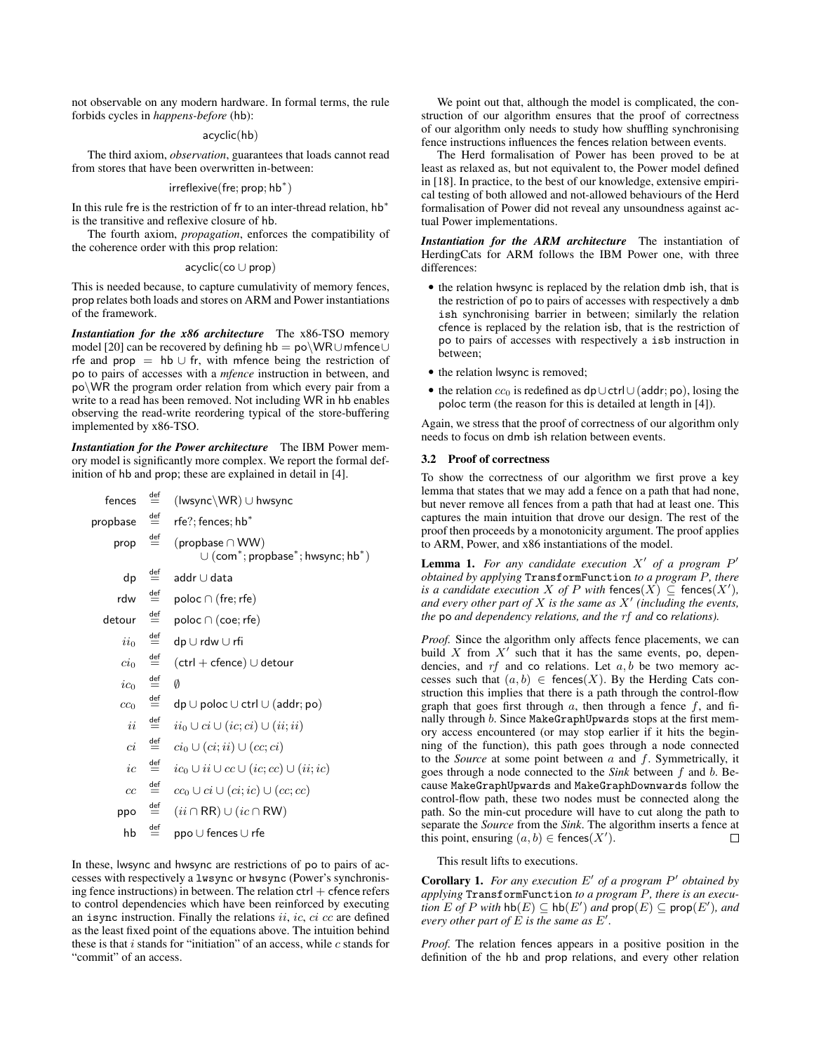not observable on any modern hardware. In formal terms, the rule forbids cycles in *happens-before* (hb):

$$\mathsf{acyclic}(\mathsf{hb})$$

The third axiom, *observation*, guarantees that loads cannot read from stores that have been overwritten in-between:

$$\mathsf{irreflexive}(\mathsf{fre}; \mathsf{prop}; \mathsf{hb}^*)$$

In this rule fre is the restriction of fr to an inter-thread relation, $\mathsf{hb}^*$ is the transitive and reflexive closure of hb.

The fourth axiom, *propagation*, enforces the compatibility of the coherence order with this prop relation:

$$\mathsf{acyclic}(\mathsf{co} \cup \mathsf{prop})$$

This is needed because, to capture cumulativity of memory fences, prop relates both loads and stores on ARM and Power instantiations of the framework.

***Instantiation for the x86 architecture*** The x86-TSO memory model [20] can be recovered by defining $\mathsf{hb} = \mathsf{po}\backslash\mathsf{WR} \cup \mathsf{mfence} \cup \mathsf{rfe}$ and $\mathsf{prop} = \mathsf{hb} \cup \mathsf{fr}$, with mfence being the restriction of po to pairs of accesses with a *mfence* instruction in between, and $\mathsf{po}\backslash\mathsf{WR}$ the program order relation from which every pair from a write to a read has been removed. Not including WR in hb enables observing the read-write reordering typical of the store-buffering implemented by x86-TSO.

***Instantiation for the Power architecture*** The IBM Power memory model is significantly more complex. We report the formal definition of hb and prop; these are explained in detail in [4].

$$
\begin{aligned}
\mathsf{fences} &\stackrel{\mathsf{def}}{=} (\mathsf{lwsync}\backslash\mathsf{WR}) \cup \mathsf{hwsync} \\
\mathsf{propbase} &\stackrel{\mathsf{def}}{=} \mathsf{rfe}?; \mathsf{fences}; \mathsf{hb}^* \\
\mathsf{prop} &\stackrel{\mathsf{def}}{=} (\mathsf{propbase} \cap \mathsf{WW}) \\
&\qquad \cup (\mathsf{com}^*; \mathsf{propbase}^*; \mathsf{hwsync}; \mathsf{hb}^*) \\
\mathsf{dp} &\stackrel{\mathsf{def}}{=} \mathsf{addr} \cup \mathsf{data} \\
\mathsf{rdw} &\stackrel{\mathsf{def}}{=} \mathsf{poloc} \cap (\mathsf{fre}; \mathsf{rfe}) \\
\mathsf{detour} &\stackrel{\mathsf{def}}{=} \mathsf{poloc} \cap (\mathsf{coe}; \mathsf{rfe}) \\
ii_0 &\stackrel{\mathsf{def}}{=} \mathsf{dp} \cup \mathsf{rdw} \cup \mathsf{rfi} \\
ci_0 &\stackrel{\mathsf{def}}{=} (\mathsf{ctrl} + \mathsf{cfence}) \cup \mathsf{detour} \\
ic_0 &\stackrel{\mathsf{def}}{=} \emptyset \\
cc_0 &\stackrel{\mathsf{def}}{=} \mathsf{dp} \cup \mathsf{poloc} \cup \mathsf{ctrl} \cup (\mathsf{addr}; \mathsf{po}) \\
ii &\stackrel{\mathsf{def}}{=} ii_0 \cup ci \cup (ic; ci) \cup (ii; ii) \\
ci &\stackrel{\mathsf{def}}{=} ci_0 \cup (ci; ii) \cup (cc; ci) \\
ic &\stackrel{\mathsf{def}}{=} ic_0 \cup ii \cup cc \cup (ic; cc) \cup (ii; ic) \\
cc &\stackrel{\mathsf{def}}{=} cc_0 \cup ci \cup (ci; ic) \cup (cc; cc) \\
\mathsf{ppo} &\stackrel{\mathsf{def}}{=} (ii \cap \mathsf{RR}) \cup (ic \cap \mathsf{RW}) \\
\mathsf{hb} &\stackrel{\mathsf{def}}{=} \mathsf{ppo} \cup \mathsf{fences} \cup \mathsf{rfe}
\end{aligned}
$$

In these, lwsync and hwsync are restrictions of po to pairs of accesses with respectively a `lwsync` or `hwsync` (Power's synchronising fence instructions) in between. The relation ctrl + cfence refers to control dependencies which have been reinforced by executing an `isync` instruction. Finally the relations $ii$, $ic$, $ci$ $cc$ are defined as the least fixed point of the equations above. The intuition behind these is that $i$ stands for "initiation" of an access, while $c$ stands for "commit" of an access.

We point out that, although the model is complicated, the construction of our algorithm ensures that the proof of correctness of our algorithm only needs to study how shuffling synchronising fence instructions influences the fences relation between events.

The Herd formalisation of Power has been proved to be at least as relaxed as, but not equivalent to, the Power model defined in [18]. In practice, to the best of our knowledge, extensive empirical testing of both allowed and not-allowed behaviours of the Herd formalisation of Power did not reveal any unsoundness against actual Power implementations.

***Instantiation for the ARM architecture*** The instantiation of HerdingCats for ARM follows the IBM Power one, with three differences:

- the relation hwsync is replaced by the relation dmb ish, that is the restriction of po to pairs of accesses with respectively a `dmb ish` synchronising barrier in between; similarly the relation cfence is replaced by the relation isb, that is the restriction of po to pairs of accesses with respectively a `isb` instruction in between;
- the relation lwsync is removed;
- the relation $cc_0$ is redefined as $\mathsf{dp} \cup \mathsf{ctrl} \cup (\mathsf{addr}; \mathsf{po})$, losing the poloc term (the reason for this is detailed at length in [4]).

Again, we stress that the proof of correctness of our algorithm only needs to focus on dmb ish relation between events.

### 3.2 Proof of correctness

To show the correctness of our algorithm we first prove a key lemma that states that we may add a fence on a path that had none, but never remove all fences from a path that had at least one. This captures the main intuition that drove our design. The rest of the proof then proceeds by a monotonicity argument. The proof applies to ARM, Power, and x86 instantiations of the model.

**Lemma 1.** *For any candidate execution $X'$ of a program $P'$ obtained by applying* `TransformFunction` *to a program $P$, there is a candidate execution $X$ of $P$ with $\mathsf{fences}(X) \subseteq \mathsf{fences}(X')$, and every other part of $X$ is the same as $X'$ (including the events, the* po *and dependency relations, and the $rf$ and* co *relations).*

*Proof.* Since the algorithm only affects fence placements, we can build $X$ from $X'$ such that it has the same events, po, dependencies, and $rf$ and co relations. Let $a, b$ be two memory accesses such that $(a, b) \in \mathsf{fences}(X)$. By the Herding Cats construction this implies that there is a path through the control-flow graph that goes first through $a$, then through a fence $f$, and finally through $b$. Since `MakeGraphUpwards` stops at the first memory access encountered (or may stop earlier if it hits the beginning of the function), this path goes through a node connected to the *Source* at some point between $a$ and $f$. Symmetrically, it goes through a node connected to the *Sink* between $f$ and $b$. Because `MakeGraphUpwards` and `MakeGraphDownwards` follow the control-flow path, these two nodes must be connected along the path. So the min-cut procedure will have to cut along the path to separate the *Source* from the *Sink*. The algorithm inserts a fence at this point, ensuring $(a, b) \in \mathsf{fences}(X')$. □

This result lifts to executions.

**Corollary 1.** *For any execution $E'$ of a program $P'$ obtained by applying* `TransformFunction` *to a program $P$, there is an execution $E$ of $P$ with $\mathsf{hb}(E) \subseteq \mathsf{hb}(E')$ and $\mathsf{prop}(E) \subseteq \mathsf{prop}(E')$, and every other part of $E$ is the same as $E'$.*

*Proof.* The relation fences appears in a positive position in the definition of the hb and prop relations, and every other relation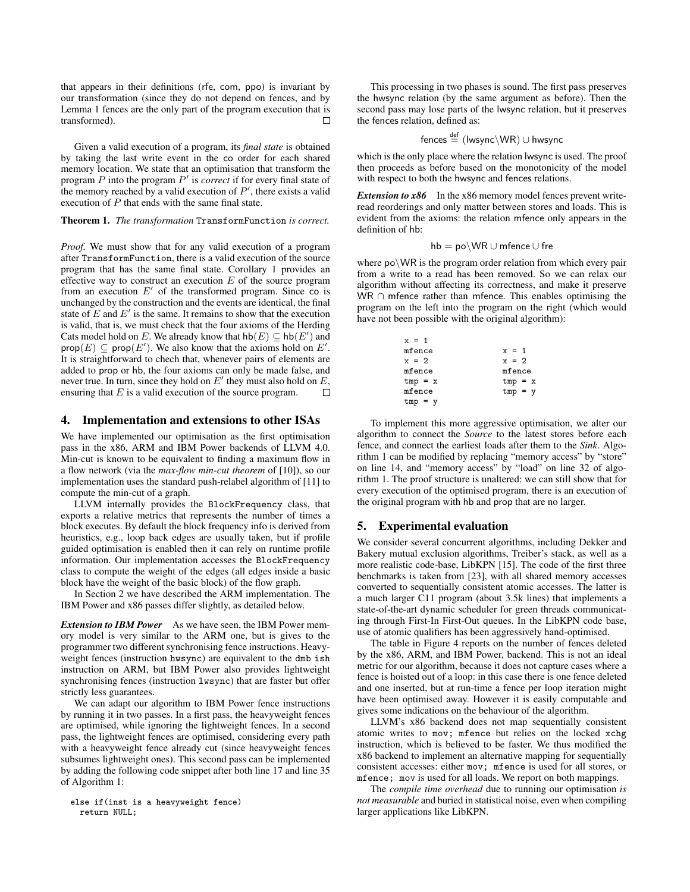that appears in their definitions (rfe, com, ppo) is invariant by our transformation (since they do not depend on fences, and by Lemma 1 fences are the only part of the program execution that is transformed). □

Given a valid execution of a program, its *final state* is obtained by taking the last write event in the co order for each shared memory location. We state that an optimisation that transform the program $P$ into the program $P'$ is *correct* if for every final state of the memory reached by a valid execution of $P'$, there exists a valid execution of $P$ that ends with the same final state.

**Theorem 1.** *The transformation* `TransformFunction` *is correct.*

*Proof.* We must show that for any valid execution of a program after `TransformFunction`, there is a valid execution of the source program that has the same final state. Corollary 1 provides an effective way to construct an execution $E$ of the source program from an execution $E'$ of the transformed program. Since co is unchanged by the construction and the events are identical, the final state of $E$ and $E'$ is the same. It remains to show that the execution is valid, that is, we must check that the four axioms of the Herding Cats model hold on $E$. We already know that $\mathsf{hb}(E) \subseteq \mathsf{hb}(E')$ and $\mathsf{prop}(E) \subseteq \mathsf{prop}(E')$. We also know that the axioms hold on $E'$. It is straightforward to chech that, whenever pairs of elements are added to prop or hb, the four axioms can only be made false, and never true. In turn, since they hold on $E'$ they must also hold on $E$, ensuring that $E$ is a valid execution of the source program. □

## 4. Implementation and extensions to other ISAs

We have implemented our optimisation as the first optimisation pass in the x86, ARM and IBM Power backends of LLVM 4.0. Min-cut is known to be equivalent to finding a maximum flow in a flow network (via the *max-flow min-cut theorem* of [10]), so our implementation uses the standard push-relabel algorithm of [11] to compute the min-cut of a graph.

LLVM internally provides the `BlockFrequency` class, that exports a relative metrics that represents the number of times a block executes. By default the block frequency info is derived from heuristics, e.g., loop back edges are usually taken, but if profile guided optimisation is enabled then it can rely on runtime profile information. Our implementation accesses the `BlockFrequency` class to compute the weight of the edges (all edges inside a basic block have the weight of the basic block) of the flow graph.

In Section 2 we have described the ARM implementation. The IBM Power and x86 passes differ slightly, as detailed below.

***Extension to IBM Power*** As we have seen, the IBM Power memory model is very similar to the ARM one, but is gives to the programmer two different synchronising fence instructions. Heavyweight fences (instruction `hwsync`) are equivalent to the `dmb ish` instruction on ARM, but IBM Power also provides lightweight synchronising fences (instruction `lwsync`) that are faster but offer strictly less guarantees.

We can adapt our algorithm to IBM Power fence instructions by running it in two passes. In a first pass, the heavyweight fences are optimised, while ignoring the lightweight fences. In a second pass, the lightweight fences are optimised, considering every path with a heavyweight fence already cut (since heavyweight fences subsumes lightweight ones). This second pass can be implemented by adding the following code snippet after both line 17 and line 35 of Algorithm 1:

```
else if(inst is a heavyweight fence)
  return NULL;
```

This processing in two phases is sound. The first pass preserves the hwsync relation (by the same argument as before). Then the second pass may lose parts of the lwsync relation, but it preserves the fences relation, defined as:

$$\mathsf{fences} \stackrel{\text{def}}{=} (\mathsf{lwsync}\backslash\mathsf{WR}) \cup \mathsf{hwsync}$$

which is the only place where the relation lwsync is used. The proof then proceeds as before based on the monotonicity of the model with respect to both the hwsync and fences relations.

***Extension to x86*** In the x86 memory model fences prevent write-read reorderings and only matter between stores and loads. This is evident from the axioms: the relation mfence only appears in the definition of hb:

$$\mathsf{hb} = \mathsf{po}\backslash\mathsf{WR} \cup \mathsf{mfence} \cup \mathsf{fre}$$

where $\mathsf{po}\backslash\mathsf{WR}$ is the program order relation from which every pair from a write to a read has been removed. So we can relax our algorithm without affecting its correctness, and make it preserve $\mathsf{WR} \cap \mathsf{mfence}$ rather than mfence. This enables optimising the program on the left into the program on the right (which would have not been possible with the original algorithm):

```
x = 1
mfence            x = 1
x = 2             x = 2
mfence            mfence
tmp = x           tmp = x
mfence            tmp = y
tmp = y
```

To implement this more aggressive optimisation, we alter our algorithm to connect the *Source* to the latest stores before each fence, and connect the earliest loads after them to the *Sink*. Algorithm 1 can be modified by replacing "memory access" by "store" on line 14, and "memory access" by "load" on line 32 of algorithm 1. The proof structure is unaltered: we can still show that for every execution of the optimised program, there is an execution of the original program with hb and prop that are no larger.

## 5. Experimental evaluation

We consider several concurrent algorithms, including Dekker and Bakery mutual exclusion algorithms, Treiber's stack, as well as a more realistic code-base, LibKPN [15]. The code of the first three benchmarks is taken from [23], with all shared memory accesses converted to sequentially consistent atomic accesses. The latter is a much larger C11 program (about 3.5k lines) that implements a state-of-the-art dynamic scheduler for green threads communicating through First-In First-Out queues. In the LibKPN code base, use of atomic qualifiers has been aggressively hand-optimised.

The table in Figure 4 reports on the number of fences deleted by the x86, ARM, and IBM Power, backend. This is not an ideal metric for our algorithm, because it does not capture cases where a fence is hoisted out of a loop: in this case there is one fence deleted and one inserted, but at run-time a fence per loop iteration might have been optimised away. However it is easily computable and gives some indications on the behaviour of the algorithm.

LLVM's x86 backend does not map sequentially consistent atomic writes to `mov; mfence` but relies on the locked `xchg` instruction, which is believed to be faster. We thus modified the x86 backend to implement an alternative mapping for sequentially consistent accesses: either `mov; mfence` is used for all stores, or `mfence; mov` is used for all loads. We report on both mappings.

The *compile time overhead* due to running our optimisation *is not measurable* and buried in statistical noise, even when compiling larger applications like LibKPN.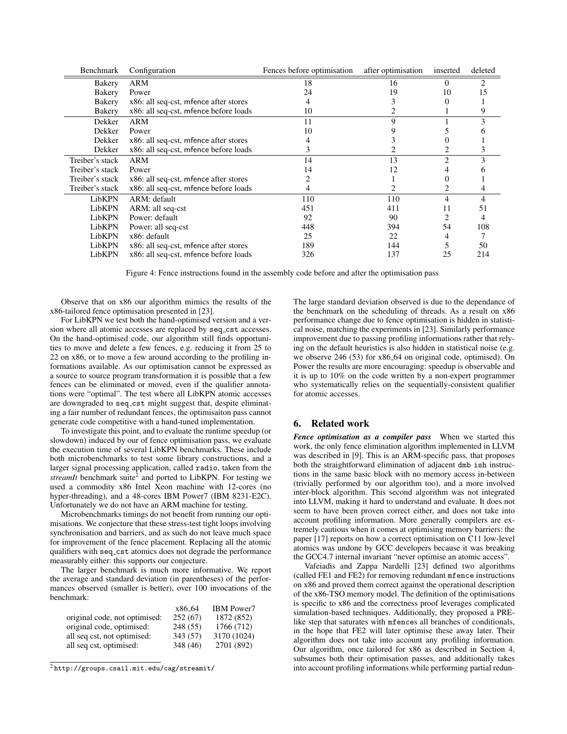| Benchmark | Configuration | Fences before optimisation | after optimisation | inserted | deleted |
|---|---|---|---|---|---|
| Bakery | ARM | 18 | 16 | 0 | 2 |
| Bakery | Power | 24 | 19 | 10 | 15 |
| Bakery | x86: all seq-cst, mfence after stores | 4 | 3 | 0 | 1 |
| Bakery | x86: all seq-cst, mfence before loads | 10 | 2 | 1 | 9 |
| Dekker | ARM | 11 | 9 | 1 | 3 |
| Dekker | Power | 10 | 9 | 5 | 6 |
| Dekker | x86: all seq-cst, mfence after stores | 4 | 3 | 0 | 1 |
| Dekker | x86: all seq-cst, mfence before loads | 3 | 2 | 2 | 3 |
| Treiber's stack | ARM | 14 | 13 | 2 | 3 |
| Treiber's stack | Power | 14 | 12 | 4 | 6 |
| Treiber's stack | x86: all seq-cst, mfence after stores | 2 | 1 | 0 | 1 |
| Treiber's stack | x86: all seq-cst, mfence before loads | 4 | 2 | 2 | 4 |
| LibKPN | ARM: default | 110 | 110 | 4 | 4 |
| LibKPN | ARM: all seq-cst | 451 | 411 | 11 | 51 |
| LibKPN | Power: default | 92 | 90 | 2 | 4 |
| LibKPN | Power: all seq-cst | 448 | 394 | 54 | 108 |
| LibKPN | x86: default | 25 | 22 | 4 | 7 |
| LibKPN | x86: all seq-cst, mfence after stores | 189 | 144 | 5 | 50 |
| LibKPN | x86: all seq-cst, mfence before loads | 326 | 137 | 25 | 214 |

Figure 4: Fence instructions found in the assembly code before and after the optimisation pass

Observe that on x86 our algorithm mimics the results of the x86-tailored fence optimisation presented in [23].

For LibKPN we test both the hand-optimised version and a version where all atomic accesses are replaced by seq_cst accesses. On the hand-optimised code, our algorithm still finds opportunities to move and delete a few fences, e.g. reducing it from 25 to 22 on x86, or to move a few around according to the profiling informations available. As our optimisation cannot be expressed as a source to source program transformation it is possible that a few fences can be eliminated or moved, even if the qualifier annotations were "optimal". The test where all LibKPN atomic accesses are downgraded to seq_cst might suggest that, despite eliminating a fair number of redundant fences, the optimisaiton pass cannot generate code competitive with a hand-tuned implementation.

To investigate this point, and to evaluate the runtime speedup (or slowdown) induced by our of fence optimisation pass, we evaluate the execution time of several LibKPN benchmarks. These include both microbenchmarks to test some library constructions, and a larger signal processing application, called radio, taken from the *streamIt* benchmark suite[2] and ported to LibKPN. For testing we used a commodity x86 Intel Xeon machine with 12-cores (no hyper-threading), and a 48-cores IBM Power7 (IBM 8231-E2C). Unfortunately we do not have an ARM machine for testing.

Microbenchmarks timings do not benefit from running our optimisations. We conjecture that these stress-test tight loops involving synchronisation and barriers, and as such do not leave much space for improvement of the fence placement. Replacing all the atomic qualifiers with seq_cst atomics does not degrade the performance measurably either: this supports our conjecture.

The larger benchmark is much more informative. We report the average and standard deviation (in parentheses) of the performances observed (smaller is better), over 100 invocations of the benchmark:

| | x86_64 | IBM Power7 |
|---|---|---|
| original code, not optimised: | 252 (67) | 1872 (852) |
| original code, optimised: | 248 (55) | 1766 (712) |
| all seq cst, not optimised: | 343 (57) | 3170 (1024) |
| all seq cst, optimised: | 348 (46) | 2701 (892) |

[2] http://groups.csail.mit.edu/cag/streamit/

The large standard deviation observed is due to the dependance of the benchmark on the scheduling of threads. As a result on x86 performance change due to fence optimisation is hidden in statistical noise, matching the experiments in [23]. Similarly performance improvement due to passing profiling informations rather that relying on the default heuristics is also hidden in statistical noise (e.g. we observe 246 (53) for x86_64 on original code, optimised). On Power the results are more encouraging: speedup is observable and it is up to 10% on the code written by a non-expert programmer who systematically relies on the sequentially-consistent qualifier for atomic accesses.

## 6. Related work

***Fence optimisation as a compiler pass*** When we started this work, the only fence elimination algorithm implemented in LLVM was described in [9]. This is an ARM-specific pass, that proposes both the straightforward elimination of adjacent dmb ish instructions in the same basic block with no memory access in-between (trivially performed by our algorithm too), and a more involved inter-block algorithm. This second algorithm was not integrated into LLVM, making it hard to understand and evaluate. It does not seem to have been proven correct either, and does not take into account profiling information. More generally compilers are extremely cautious when it comes at optimising memory barriers: the paper [17] reports on how a correct optimisation on C11 low-level atomics was undone by GCC developers because it was breaking the GCC4.7 internal invariant "never optimise an atomic access".

Vafeiadis and Zappa Nardelli [23] defined two algorithms (called FE1 and FE2) for removing redundant mfence instructions on x86 and proved them correct against the operational description of the x86-TSO memory model. The definition of the optimisations is specific to x86 and the correctness proof leverages complicated simulation-based techniques. Additionally, they proposed a PRE-like step that saturates with mfences all branches of conditionals, in the hope that FE2 will later optimise these away later. Their algorithm does not take into account any profiling information. Our algorithm, once tailored for x86 as described in Section 4, subsumes both their optimisation passes, and additionally takes into account profiling informations while performing partial redun-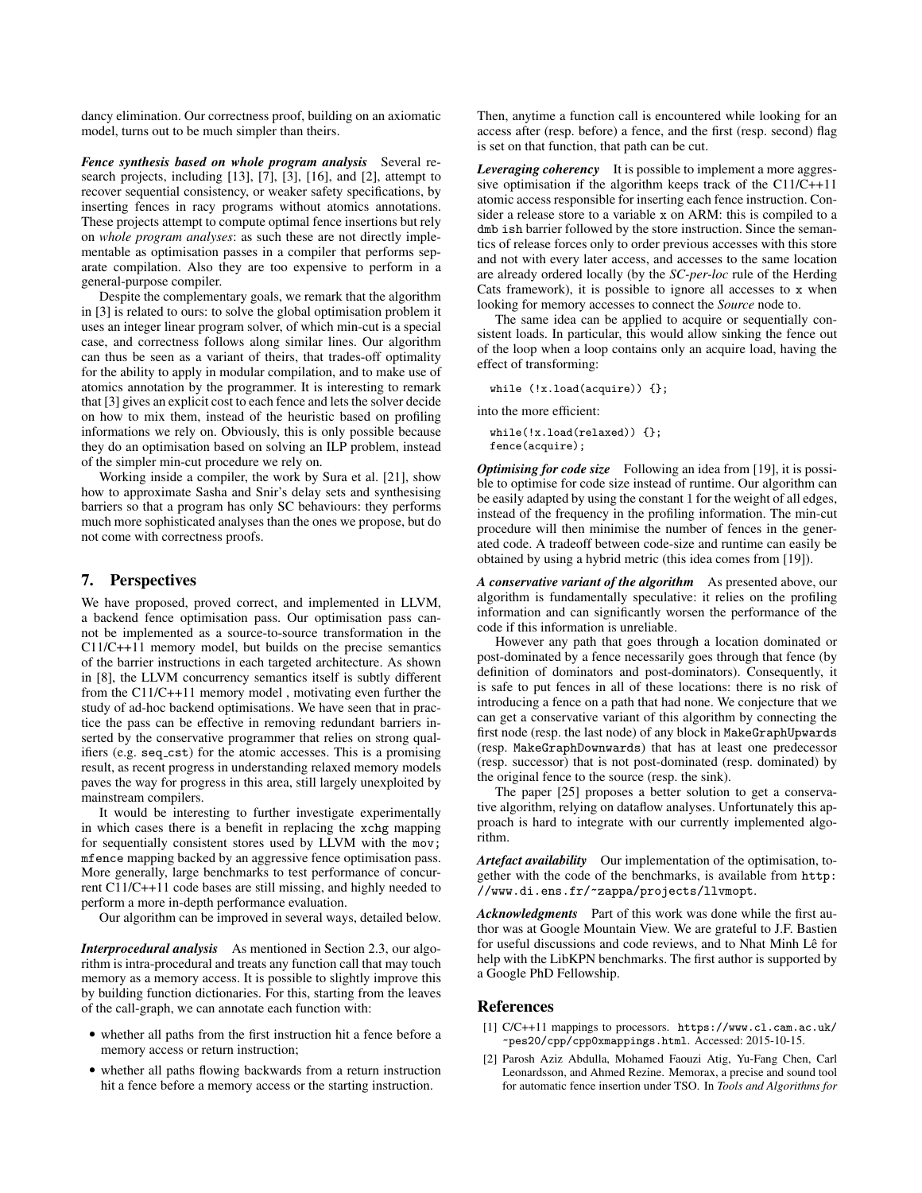dancy elimination. Our correctness proof, building on an axiomatic model, turns out to be much simpler than theirs.

***Fence synthesis based on whole program analysis*** Several research projects, including [13], [7], [3], [16], and [2], attempt to recover sequential consistency, or weaker safety specifications, by inserting fences in racy programs without atomics annotations. These projects attempt to compute optimal fence insertions but rely on *whole program analyses*: as such these are not directly implementable as optimisation passes in a compiler that performs separate compilation. Also they are too expensive to perform in a general-purpose compiler.

Despite the complementary goals, we remark that the algorithm in [3] is related to ours: to solve the global optimisation problem it uses an integer linear program solver, of which min-cut is a special case, and correctness follows along similar lines. Our algorithm can thus be seen as a variant of theirs, that trades-off optimality for the ability to apply in modular compilation, and to make use of atomics annotation by the programmer. It is interesting to remark that [3] gives an explicit cost to each fence and lets the solver decide on how to mix them, instead of the heuristic based on profiling informations we rely on. Obviously, this is only possible because they do an optimisation based on solving an ILP problem, instead of the simpler min-cut procedure we rely on.

Working inside a compiler, the work by Sura et al. [21], show how to approximate Sasha and Snir's delay sets and synthesising barriers so that a program has only SC behaviours: they performs much more sophisticated analyses than the ones we propose, but do not come with correctness proofs.

## 7. Perspectives

We have proposed, proved correct, and implemented in LLVM, a backend fence optimisation pass. Our optimisation pass cannot be implemented as a source-to-source transformation in the C11/C++11 memory model, but builds on the precise semantics of the barrier instructions in each targeted architecture. As shown in [8], the LLVM concurrency semantics itself is subtly different from the C11/C++11 memory model , motivating even further the study of ad-hoc backend optimisations. We have seen that in practice the pass can be effective in removing redundant barriers inserted by the conservative programmer that relies on strong qualifiers (e.g. seq_cst) for the atomic accesses. This is a promising result, as recent progress in understanding relaxed memory models paves the way for progress in this area, still largely unexploited by mainstream compilers.

It would be interesting to further investigate experimentally in which cases there is a benefit in replacing the `xchg` mapping for sequentially consistent stores used by LLVM with the `mov; mfence` mapping backed by an aggressive fence optimisation pass. More generally, large benchmarks to test performance of concurrent C11/C++11 code bases are still missing, and highly needed to perform a more in-depth performance evaluation.

Our algorithm can be improved in several ways, detailed below.

***Interprocedural analysis*** As mentioned in Section 2.3, our algorithm is intra-procedural and treats any function call that may touch memory as a memory access. It is possible to slightly improve this by building function dictionaries. For this, starting from the leaves of the call-graph, we can annotate each function with:

- whether all paths from the first instruction hit a fence before a memory access or return instruction;
- whether all paths flowing backwards from a return instruction hit a fence before a memory access or the starting instruction.

Then, anytime a function call is encountered while looking for an access after (resp. before) a fence, and the first (resp. second) flag is set on that function, that path can be cut.

***Leveraging coherency*** It is possible to implement a more aggressive optimisation if the algorithm keeps track of the C11/C++11 atomic access responsible for inserting each fence instruction. Consider a release store to a variable `x` on ARM: this is compiled to a `dmb ish` barrier followed by the store instruction. Since the semantics of release forces only to order previous accesses with this store and not with every later access, and accesses to the same location are already ordered locally (by the *SC-per-loc* rule of the Herding Cats framework), it is possible to ignore all accesses to `x` when looking for memory accesses to connect the *Source* node to.

The same idea can be applied to acquire or sequentially consistent loads. In particular, this would allow sinking the fence out of the loop when a loop contains only an acquire load, having the effect of transforming:

```
while (!x.load(acquire)) {};
```

into the more efficient:

```
while(!x.load(relaxed)) {};
fence(acquire);
```

***Optimising for code size*** Following an idea from [19], it is possible to optimise for code size instead of runtime. Our algorithm can be easily adapted by using the constant 1 for the weight of all edges, instead of the frequency in the profiling information. The min-cut procedure will then minimise the number of fences in the generated code. A tradeoff between code-size and runtime can easily be obtained by using a hybrid metric (this idea comes from [19]).

***A conservative variant of the algorithm*** As presented above, our algorithm is fundamentally speculative: it relies on the profiling information and can significantly worsen the performance of the code if this information is unreliable.

However any path that goes through a location dominated or post-dominated by a fence necessarily goes through that fence (by definition of dominators and post-dominators). Consequently, it is safe to put fences in all of these locations: there is no risk of introducing a fence on a path that had none. We conjecture that we can get a conservative variant of this algorithm by connecting the first node (resp. the last node) of any block in `MakeGraphUpwards` (resp. `MakeGraphDownwards`) that has at least one predecessor (resp. successor) that is not post-dominated (resp. dominated) by the original fence to the source (resp. the sink).

The paper [25] proposes a better solution to get a conservative algorithm, relying on dataflow analyses. Unfortunately this approach is hard to integrate with our currently implemented algorithm.

***Artefact availability*** Our implementation of the optimisation, together with the code of the benchmarks, is available from `http://www.di.ens.fr/~zappa/projects/llvmopt`.

***Acknowledgments*** Part of this work was done while the first author was at Google Mountain View. We are grateful to J.F. Bastien for useful discussions and code reviews, and to Nhat Minh Lê for help with the LibKPN benchmarks. The first author is supported by a Google PhD Fellowship.

## References

[1] C/C++11 mappings to processors. `https://www.cl.cam.ac.uk/~pes20/cpp/cpp0xmappings.html`. Accessed: 2015-10-15.

[2] Parosh Aziz Abdulla, Mohamed Faouzi Atig, Yu-Fang Chen, Carl Leonardsson, and Ahmed Rezine. Memorax, a precise and sound tool for automatic fence insertion under TSO. In *Tools and Algorithms for*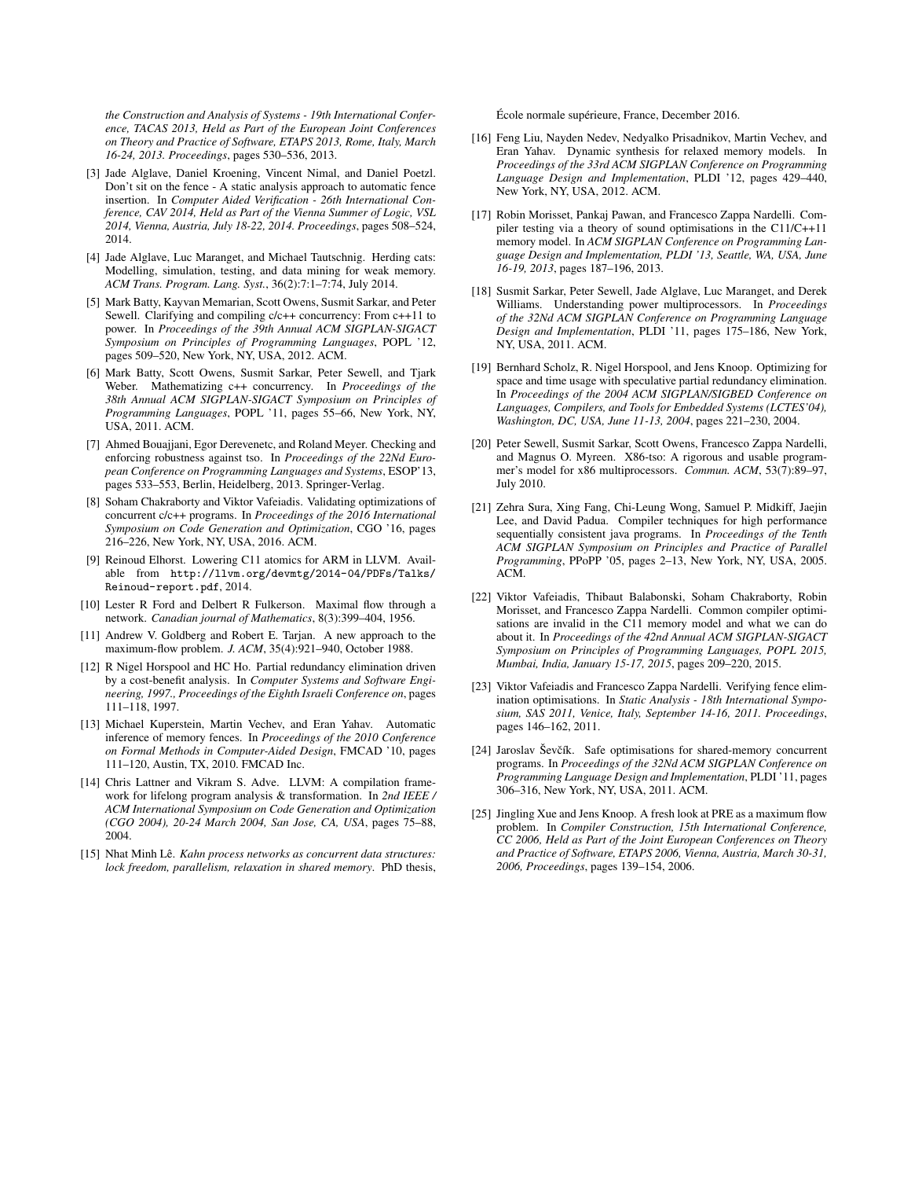*the Construction and Analysis of Systems - 19th International Conference, TACAS 2013, Held as Part of the European Joint Conferences on Theory and Practice of Software, ETAPS 2013, Rome, Italy, March 16-24, 2013. Proceedings*, pages 530–536, 2013.

[3] Jade Alglave, Daniel Kroening, Vincent Nimal, and Daniel Poetzl. Don't sit on the fence - A static analysis approach to automatic fence insertion. In *Computer Aided Verification - 26th International Conference, CAV 2014, Held as Part of the Vienna Summer of Logic, VSL 2014, Vienna, Austria, July 18-22, 2014. Proceedings*, pages 508–524, 2014.

[4] Jade Alglave, Luc Maranget, and Michael Tautschnig. Herding cats: Modelling, simulation, testing, and data mining for weak memory. *ACM Trans. Program. Lang. Syst.*, 36(2):7:1–7:74, July 2014.

[5] Mark Batty, Kayvan Memarian, Scott Owens, Susmit Sarkar, and Peter Sewell. Clarifying and compiling c/c++ concurrency: From c++11 to power. In *Proceedings of the 39th Annual ACM SIGPLAN-SIGACT Symposium on Principles of Programming Languages*, POPL '12, pages 509–520, New York, NY, USA, 2012. ACM.

[6] Mark Batty, Scott Owens, Susmit Sarkar, Peter Sewell, and Tjark Weber. Mathematizing c++ concurrency. In *Proceedings of the 38th Annual ACM SIGPLAN-SIGACT Symposium on Principles of Programming Languages*, POPL '11, pages 55–66, New York, NY, USA, 2011. ACM.

[7] Ahmed Bouajjani, Egor Derevenetc, and Roland Meyer. Checking and enforcing robustness against tso. In *Proceedings of the 22Nd European Conference on Programming Languages and Systems*, ESOP'13, pages 533–553, Berlin, Heidelberg, 2013. Springer-Verlag.

[8] Soham Chakraborty and Viktor Vafeiadis. Validating optimizations of concurrent c/c++ programs. In *Proceedings of the 2016 International Symposium on Code Generation and Optimization*, CGO '16, pages 216–226, New York, NY, USA, 2016. ACM.

[9] Reinoud Elhorst. Lowering C11 atomics for ARM in LLVM. Available from `http://llvm.org/devmtg/2014-04/PDFs/Talks/Reinoud-report.pdf`, 2014.

[10] Lester R Ford and Delbert R Fulkerson. Maximal flow through a network. *Canadian journal of Mathematics*, 8(3):399–404, 1956.

[11] Andrew V. Goldberg and Robert E. Tarjan. A new approach to the maximum-flow problem. *J. ACM*, 35(4):921–940, October 1988.

[12] R Nigel Horspool and HC Ho. Partial redundancy elimination driven by a cost-benefit analysis. In *Computer Systems and Software Engineering, 1997., Proceedings of the Eighth Israeli Conference on*, pages 111–118, 1997.

[13] Michael Kuperstein, Martin Vechev, and Eran Yahav. Automatic inference of memory fences. In *Proceedings of the 2010 Conference on Formal Methods in Computer-Aided Design*, FMCAD '10, pages 111–120, Austin, TX, 2010. FMCAD Inc.

[14] Chris Lattner and Vikram S. Adve. LLVM: A compilation framework for lifelong program analysis & transformation. In *2nd IEEE / ACM International Symposium on Code Generation and Optimization (CGO 2004), 20-24 March 2004, San Jose, CA, USA*, pages 75–88, 2004.

[15] Nhat Minh Lê. *Kahn process networks as concurrent data structures: lock freedom, parallelism, relaxation in shared memory*. PhD thesis, École normale supérieure, France, December 2016.

[16] Feng Liu, Nayden Nedev, Nedyalko Prisadnikov, Martin Vechev, and Eran Yahav. Dynamic synthesis for relaxed memory models. In *Proceedings of the 33rd ACM SIGPLAN Conference on Programming Language Design and Implementation*, PLDI '12, pages 429–440, New York, NY, USA, 2012. ACM.

[17] Robin Morisset, Pankaj Pawan, and Francesco Zappa Nardelli. Compiler testing via a theory of sound optimisations in the C11/C++11 memory model. In *ACM SIGPLAN Conference on Programming Language Design and Implementation, PLDI '13, Seattle, WA, USA, June 16-19, 2013*, pages 187–196, 2013.

[18] Susmit Sarkar, Peter Sewell, Jade Alglave, Luc Maranget, and Derek Williams. Understanding power multiprocessors. In *Proceedings of the 32Nd ACM SIGPLAN Conference on Programming Language Design and Implementation*, PLDI '11, pages 175–186, New York, NY, USA, 2011. ACM.

[19] Bernhard Scholz, R. Nigel Horspool, and Jens Knoop. Optimizing for space and time usage with speculative partial redundancy elimination. In *Proceedings of the 2004 ACM SIGPLAN/SIGBED Conference on Languages, Compilers, and Tools for Embedded Systems (LCTES'04), Washington, DC, USA, June 11-13, 2004*, pages 221–230, 2004.

[20] Peter Sewell, Susmit Sarkar, Scott Owens, Francesco Zappa Nardelli, and Magnus O. Myreen. X86-tso: A rigorous and usable programmer's model for x86 multiprocessors. *Commun. ACM*, 53(7):89–97, July 2010.

[21] Zehra Sura, Xing Fang, Chi-Leung Wong, Samuel P. Midkiff, Jaejin Lee, and David Padua. Compiler techniques for high performance sequentially consistent java programs. In *Proceedings of the Tenth ACM SIGPLAN Symposium on Principles and Practice of Parallel Programming*, PPoPP '05, pages 2–13, New York, NY, USA, 2005. ACM.

[22] Viktor Vafeiadis, Thibaut Balabonski, Soham Chakraborty, Robin Morisset, and Francesco Zappa Nardelli. Common compiler optimisations are invalid in the C11 memory model and what we can do about it. In *Proceedings of the 42nd Annual ACM SIGPLAN-SIGACT Symposium on Principles of Programming Languages, POPL 2015, Mumbai, India, January 15-17, 2015*, pages 209–220, 2015.

[23] Viktor Vafeiadis and Francesco Zappa Nardelli. Verifying fence elimination optimisations. In *Static Analysis - 18th International Symposium, SAS 2011, Venice, Italy, September 14-16, 2011. Proceedings*, pages 146–162, 2011.

[24] Jaroslav Ševčík. Safe optimisations for shared-memory concurrent programs. In *Proceedings of the 32Nd ACM SIGPLAN Conference on Programming Language Design and Implementation*, PLDI '11, pages 306–316, New York, NY, USA, 2011. ACM.

[25] Jingling Xue and Jens Knoop. A fresh look at PRE as a maximum flow problem. In *Compiler Construction, 15th International Conference, CC 2006, Held as Part of the Joint European Conferences on Theory and Practice of Software, ETAPS 2006, Vienna, Austria, March 30-31, 2006, Proceedings*, pages 139–154, 2006.